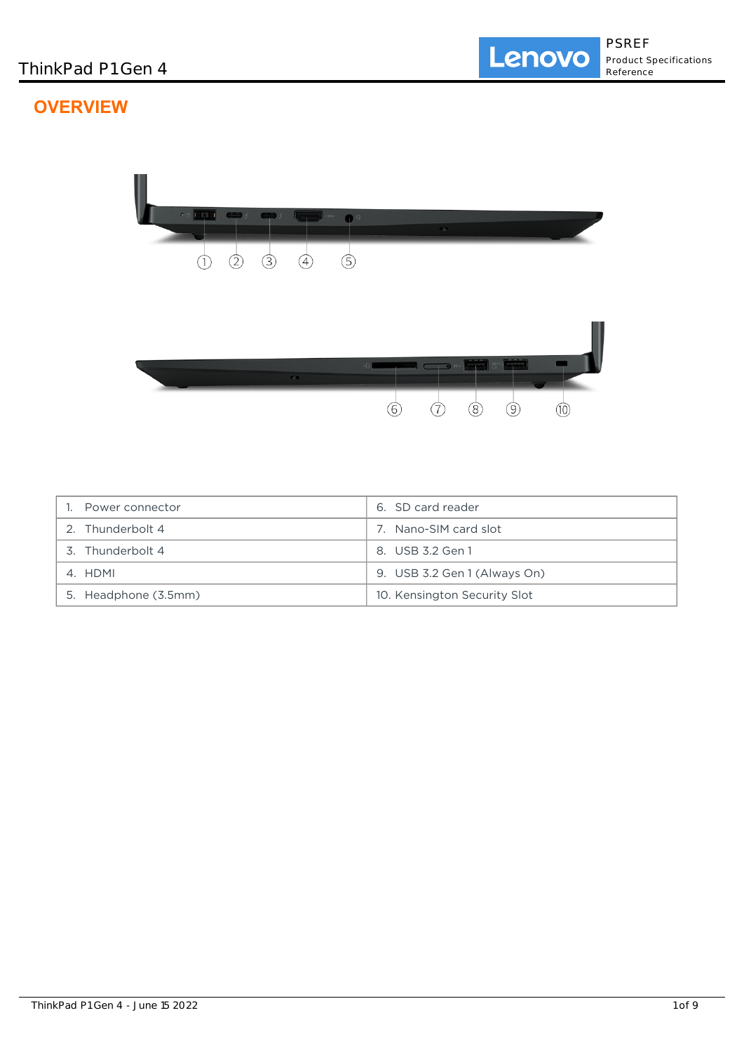# ThinkPad P1 Gen 4

## OVERVIEW

| 1. Power connector | 6. SD card reader |
|---|---|
| 2. Thunderbolt 4 | 7. Nano-SIM card slot |
| 3. Thunderbolt 4 | 8. USB 3.2 Gen 1 |
| 4. HDMI | 9. USB 3.2 Gen 1 (Always On) |
| 5. Headphone (3.5mm) | 10. Kensington Security Slot |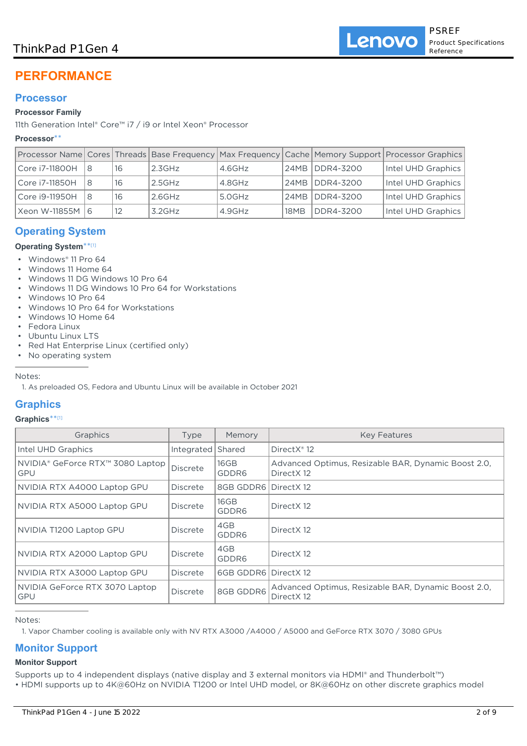ThinkPad P1Gen 4

# PERFORMANCE

## Processor

### Processor Family

11th Generation Intel® Core™ i7 / i9 or Intel Xeon® Processor

### Processor**

| Processor Name | Cores | Threads | Base Frequency | Max Frequency | Cache | Memory Support | Processor Graphics |
|---|---|---|---|---|---|---|---|
| Core i7-11800H | 8 | 16 | 2.3GHz | 4.6GHz | 24MB | DDR4-3200 | Intel UHD Graphics |
| Core i7-11850H | 8 | 16 | 2.5GHz | 4.8GHz | 24MB | DDR4-3200 | Intel UHD Graphics |
| Core i9-11950H | 8 | 16 | 2.6GHz | 5.0GHz | 24MB | DDR4-3200 | Intel UHD Graphics |
| Xeon W-11855M | 6 | 12 | 3.2GHz | 4.9GHz | 18MB | DDR4-3200 | Intel UHD Graphics |

## Operating System

### Operating System**[1]

- Windows® 11 Pro 64
- Windows 11 Home 64
- Windows 11 DG Windows 10 Pro 64
- Windows 11 DG Windows 10 Pro 64 for Workstations
- Windows 10 Pro 64
- Windows 10 Pro 64 for Workstations
- Windows 10 Home 64
- Fedora Linux
- Ubuntu Linux LTS
- Red Hat Enterprise Linux (certified only)
- No operating system

Notes:

1. As preloaded OS, Fedora and Ubuntu Linux will be available in October 2021

## Graphics

### Graphics**[1]

| Graphics | Type | Memory | Key Features |
|---|---|---|---|
| Intel UHD Graphics | Integrated | Shared | DirectX® 12 |
| NVIDIA® GeForce RTX™ 3080 Laptop GPU | Discrete | 16GB GDDR6 | Advanced Optimus, Resizable BAR, Dynamic Boost 2.0, DirectX 12 |
| NVIDIA RTX A4000 Laptop GPU | Discrete | 8GB GDDR6 | DirectX 12 |
| NVIDIA RTX A5000 Laptop GPU | Discrete | 16GB GDDR6 | DirectX 12 |
| NVIDIA T1200 Laptop GPU | Discrete | 4GB GDDR6 | DirectX 12 |
| NVIDIA RTX A2000 Laptop GPU | Discrete | 4GB GDDR6 | DirectX 12 |
| NVIDIA RTX A3000 Laptop GPU | Discrete | 6GB GDDR6 | DirectX 12 |
| NVIDIA GeForce RTX 3070 Laptop GPU | Discrete | 8GB GDDR6 | Advanced Optimus, Resizable BAR, Dynamic Boost 2.0, DirectX 12 |

Notes:

1. Vapor Chamber cooling is available only with NV RTX A3000 /A4000 / A5000 and GeForce RTX 3070 / 3080 GPUs

## Monitor Support

### Monitor Support

Supports up to 4 independent displays (native display and 3 external monitors via HDMI® and Thunderbolt™)
• HDMI supports up to 4K@60Hz on NVIDIA T1200 or Intel UHD model, or 8K@60Hz on other discrete graphics model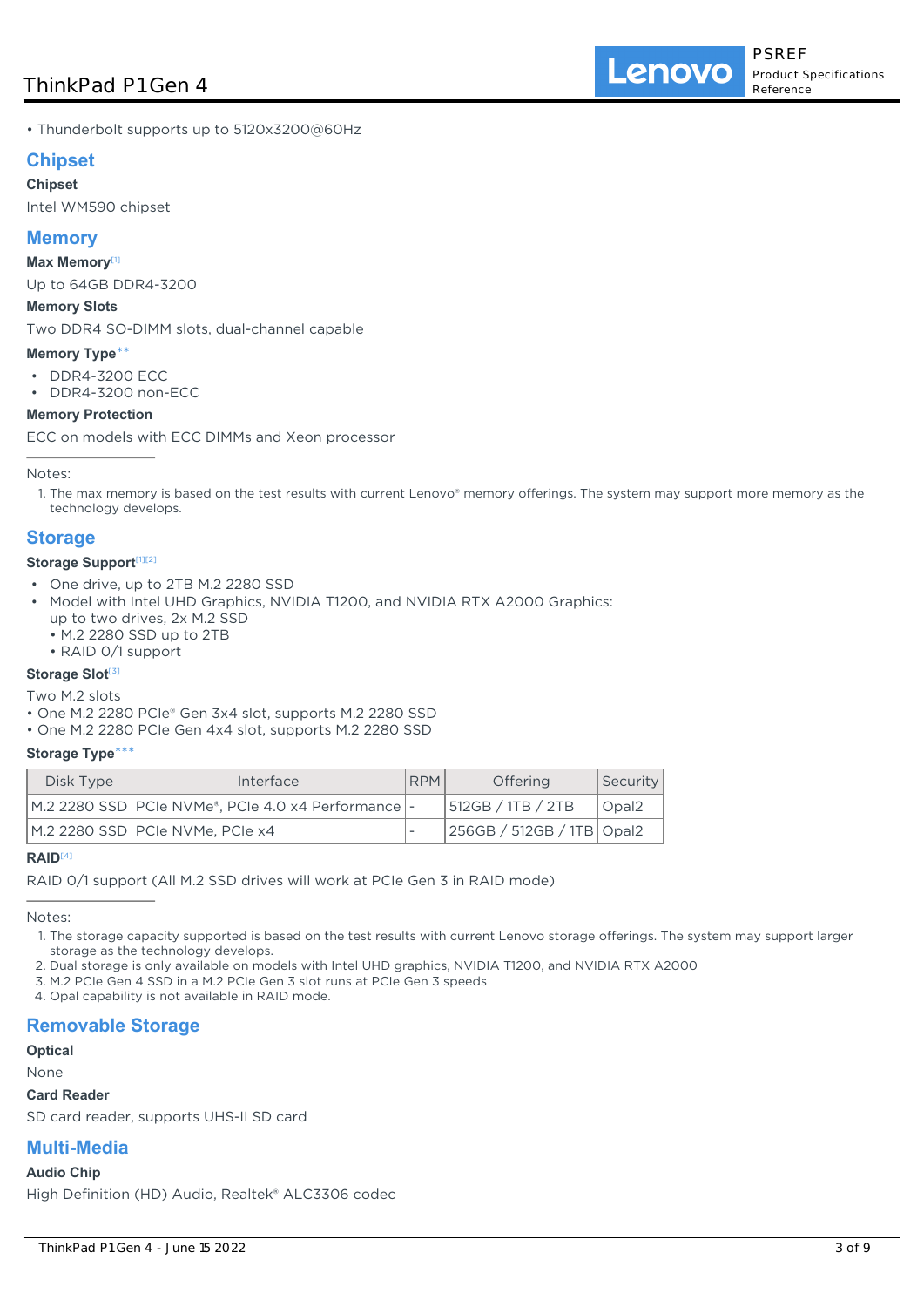• Thunderbolt supports up to 5120x3200@60Hz

## Chipset

**Chipset**

Intel WM590 chipset

## Memory

**Max Memory**[1]

Up to 64GB DDR4-3200

**Memory Slots**

Two DDR4 SO-DIMM slots, dual-channel capable

**Memory Type****

- DDR4-3200 ECC
- DDR4-3200 non-ECC

**Memory Protection**

ECC on models with ECC DIMMs and Xeon processor

---

Notes:

1. The max memory is based on the test results with current Lenovo® memory offerings. The system may support more memory as the technology develops.

## Storage

**Storage Support**[1][2]

- One drive, up to 2TB M.2 2280 SSD
- Model with Intel UHD Graphics, NVIDIA T1200, and NVIDIA RTX A2000 Graphics:
  up to two drives, 2x M.2 SSD
  • M.2 2280 SSD up to 2TB
  • RAID 0/1 support

**Storage Slot**[3]

Two M.2 slots

• One M.2 2280 PCIe® Gen 3x4 slot, supports M.2 2280 SSD
• One M.2 2280 PCIe Gen 4x4 slot, supports M.2 2280 SSD

**Storage Type*****

| Disk Type | Interface | RPM | Offering | Security |
|---|---|---|---|---|
| M.2 2280 SSD | PCIe NVMe®, PCIe 4.0 x4 Performance | - | 512GB / 1TB / 2TB | Opal2 |
| M.2 2280 SSD | PCIe NVMe, PCIe x4 | - | 256GB / 512GB / 1TB | Opal2 |

**RAID**[4]

RAID 0/1 support (All M.2 SSD drives will work at PCIe Gen 3 in RAID mode)

---

Notes:

1. The storage capacity supported is based on the test results with current Lenovo storage offerings. The system may support larger storage as the technology develops.
2. Dual storage is only available on models with Intel UHD graphics, NVIDIA T1200, and NVIDIA RTX A2000
3. M.2 PCIe Gen 4 SSD in a M.2 PCIe Gen 3 slot runs at PCIe Gen 3 speeds
4. Opal capability is not available in RAID mode.

## Removable Storage

**Optical**

None

**Card Reader**

SD card reader, supports UHS-II SD card

## Multi-Media

**Audio Chip**

High Definition (HD) Audio, Realtek® ALC3306 codec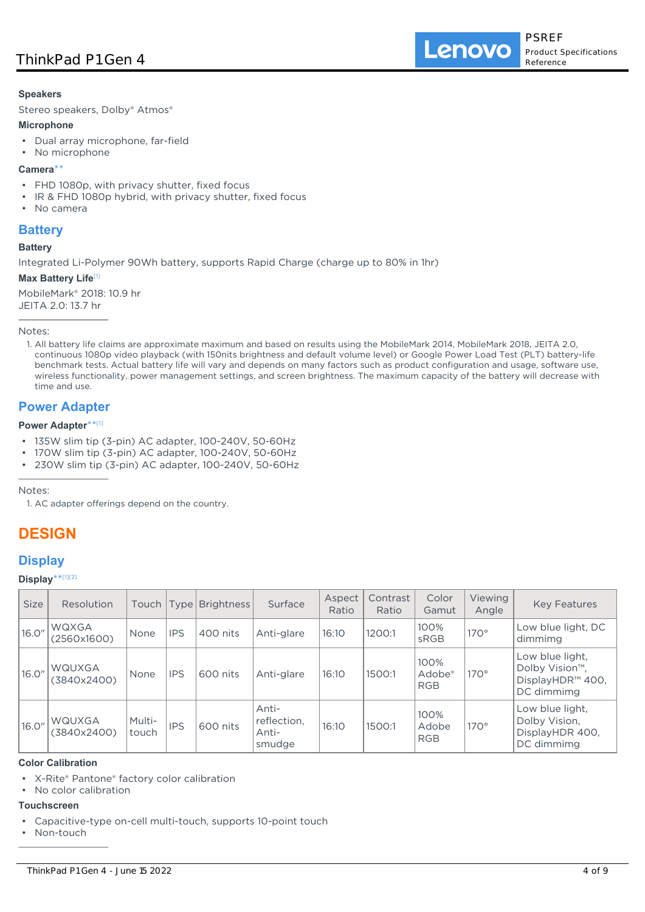### Speakers

Stereo speakers, Dolby® Atmos®

### Microphone

- Dual array microphone, far-field
- No microphone

### Camera**

- FHD 1080p, with privacy shutter, fixed focus
- IR & FHD 1080p hybrid, with privacy shutter, fixed focus
- No camera

## Battery

### Battery

Integrated Li-Polymer 90Wh battery, supports Rapid Charge (charge up to 80% in 1hr)

### Max Battery Life[1]

MobileMark® 2018: 10.9 hr
JEITA 2.0: 13.7 hr

Notes:

1. All battery life claims are approximate maximum and based on results using the MobileMark 2014, MobileMark 2018, JEITA 2.0, continuous 1080p video playback (with 150nits brightness and default volume level) or Google Power Load Test (PLT) battery-life benchmark tests. Actual battery life will vary and depends on many factors such as product configuration and usage, software use, wireless functionality, power management settings, and screen brightness. The maximum capacity of the battery will decrease with time and use.

## Power Adapter

### Power Adapter**[1]

- 135W slim tip (3-pin) AC adapter, 100-240V, 50-60Hz
- 170W slim tip (3-pin) AC adapter, 100-240V, 50-60Hz
- 230W slim tip (3-pin) AC adapter, 100-240V, 50-60Hz

Notes:

1. AC adapter offerings depend on the country.

# DESIGN

## Display

### Display**[1][2]

| Size | Resolution | Touch | Type | Brightness | Surface | Aspect Ratio | Contrast Ratio | Color Gamut | Viewing Angle | Key Features |
|---|---|---|---|---|---|---|---|---|---|---|
| 16.0" | WQXGA (2560x1600) | None | IPS | 400 nits | Anti-glare | 16:10 | 1200:1 | 100% sRGB | 170° | Low blue light, DC dimmimg |
| 16.0" | WQUXGA (3840x2400) | None | IPS | 600 nits | Anti-glare | 16:10 | 1500:1 | 100% Adobe® RGB | 170° | Low blue light, Dolby Vision™, DisplayHDR™ 400, DC dimmimg |
| 16.0" | WQUXGA (3840x2400) | Multi-touch | IPS | 600 nits | Anti-reflection, Anti-smudge | 16:10 | 1500:1 | 100% Adobe RGB | 170° | Low blue light, Dolby Vision, DisplayHDR 400, DC dimmimg |

### Color Calibration

- X-Rite® Pantone® factory color calibration
- No color calibration

### Touchscreen

- Capacitive-type on-cell multi-touch, supports 10-point touch
- Non-touch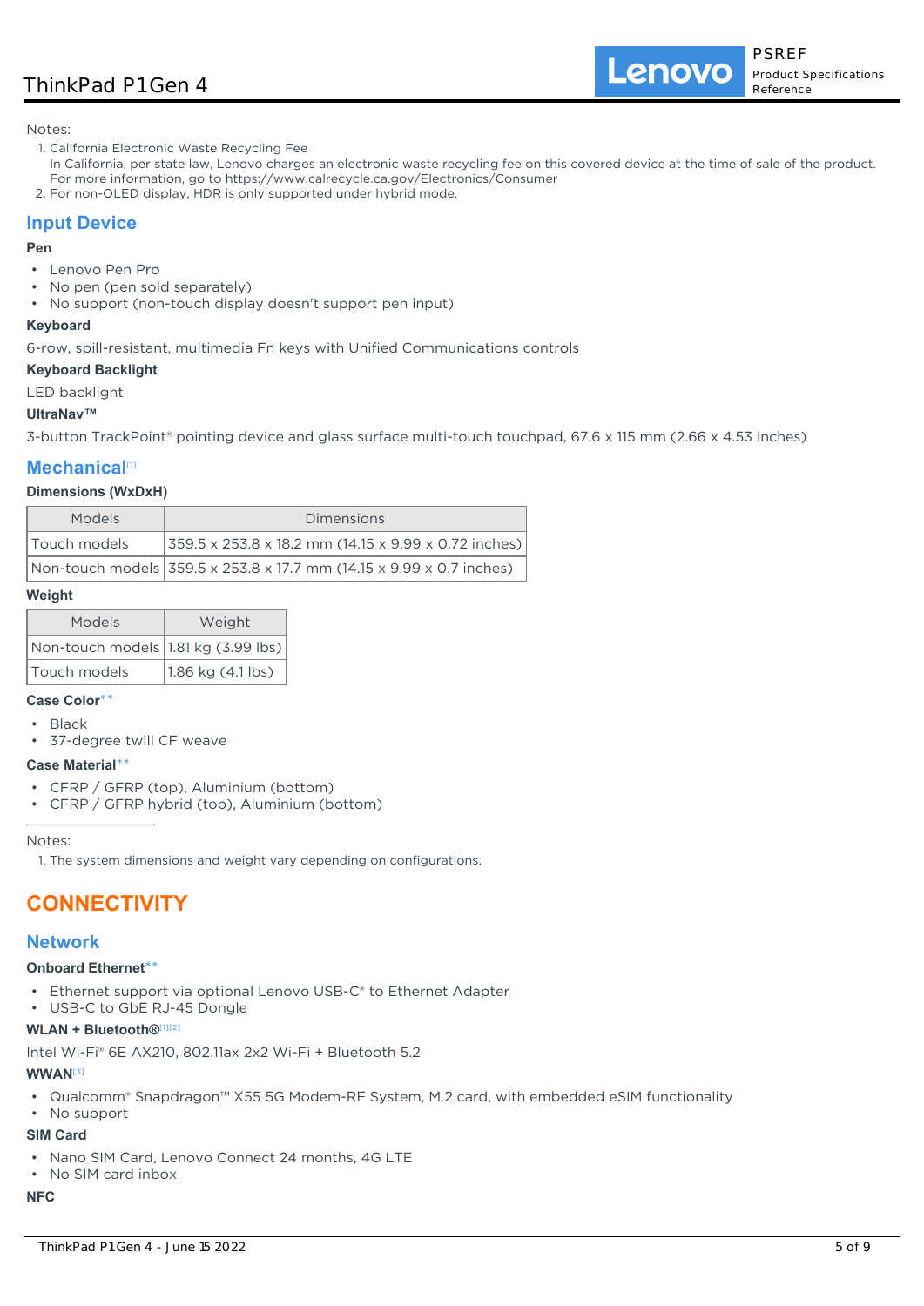Notes:

1. California Electronic Waste Recycling Fee
   In California, per state law, Lenovo charges an electronic waste recycling fee on this covered device at the time of sale of the product. For more information, go to https://www.calrecycle.ca.gov/Electronics/Consumer
2. For non-OLED display, HDR is only supported under hybrid mode.

## Input Device

**Pen**

- Lenovo Pen Pro
- No pen (pen sold separately)
- No support (non-touch display doesn't support pen input)

**Keyboard**

6-row, spill-resistant, multimedia Fn keys with Unified Communications controls

**Keyboard Backlight**

LED backlight

**UltraNav™**

3-button TrackPoint® pointing device and glass surface multi-touch touchpad, 67.6 x 115 mm (2.66 x 4.53 inches)

## Mechanical[1]

**Dimensions (WxDxH)**

| Models | Dimensions |
|---|---|
| Touch models | 359.5 x 253.8 x 18.2 mm (14.15 x 9.99 x 0.72 inches) |
| Non-touch models | 359.5 x 253.8 x 17.7 mm (14.15 x 9.99 x 0.7 inches) |

**Weight**

| Models | Weight |
|---|---|
| Non-touch models | 1.81 kg (3.99 lbs) |
| Touch models | 1.86 kg (4.1 lbs) |

**Case Color****

- Black
- 37-degree twill CF weave

**Case Material****

- CFRP / GFRP (top), Aluminium (bottom)
- CFRP / GFRP hybrid (top), Aluminium (bottom)

Notes:

1. The system dimensions and weight vary depending on configurations.

# CONNECTIVITY

## Network

**Onboard Ethernet****

- Ethernet support via optional Lenovo USB-C® to Ethernet Adapter
- USB-C to GbE RJ-45 Dongle

**WLAN + Bluetooth®[1][2]**

Intel Wi-Fi® 6E AX210, 802.11ax 2x2 Wi-Fi + Bluetooth 5.2

**WWAN[3]**

- Qualcomm® Snapdragon™ X55 5G Modem-RF System, M.2 card, with embedded eSIM functionality
- No support

**SIM Card**

- Nano SIM Card, Lenovo Connect 24 months, 4G LTE
- No SIM card inbox

**NFC**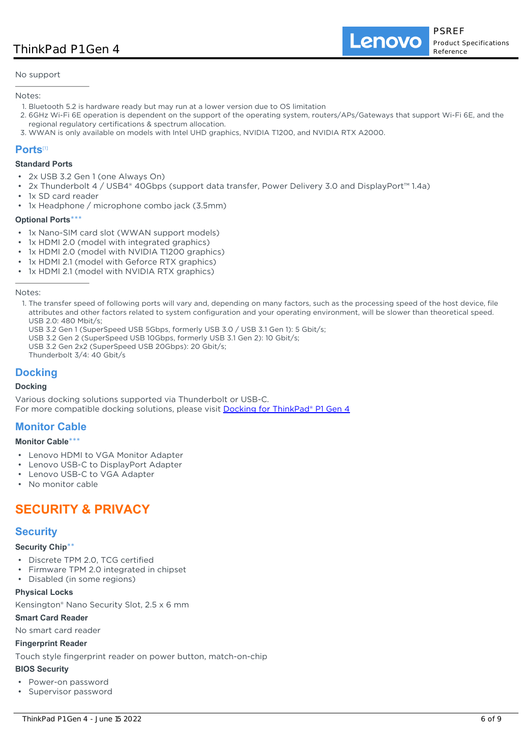No support

Notes:

1. Bluetooth 5.2 is hardware ready but may run at a lower version due to OS limitation
2. 6GHz Wi-Fi 6E operation is dependent on the support of the operating system, routers/APs/Gateways that support Wi-Fi 6E, and the regional regulatory certifications & spectrum allocation.
3. WWAN is only available on models with Intel UHD graphics, NVIDIA T1200, and NVIDIA RTX A2000.

## Ports[1]

**Standard Ports**

- 2x USB 3.2 Gen 1 (one Always On)
- 2x Thunderbolt 4 / USB4® 40Gbps (support data transfer, Power Delivery 3.0 and DisplayPort™ 1.4a)
- 1x SD card reader
- 1x Headphone / microphone combo jack (3.5mm)

**Optional Ports*****

- 1x Nano-SIM card slot (WWAN support models)
- 1x HDMI 2.0 (model with integrated graphics)
- 1x HDMI 2.0 (model with NVIDIA T1200 graphics)
- 1x HDMI 2.1 (model with Geforce RTX graphics)
- 1x HDMI 2.1 (model with NVIDIA RTX graphics)

Notes:

1. The transfer speed of following ports will vary and, depending on many factors, such as the processing speed of the host device, file attributes and other factors related to system configuration and your operating environment, will be slower than theoretical speed.
   USB 2.0: 480 Mbit/s;
   USB 3.2 Gen 1 (SuperSpeed USB 5Gbps, formerly USB 3.0 / USB 3.1 Gen 1): 5 Gbit/s;
   USB 3.2 Gen 2 (SuperSpeed USB 10Gbps, formerly USB 3.1 Gen 2): 10 Gbit/s;
   USB 3.2 Gen 2x2 (SuperSpeed USB 20Gbps): 20 Gbit/s;
   Thunderbolt 3/4: 40 Gbit/s

## Docking

**Docking**

Various docking solutions supported via Thunderbolt or USB-C.
For more compatible docking solutions, please visit Docking for ThinkPad® P1 Gen 4

## Monitor Cable

**Monitor Cable*****

- Lenovo HDMI to VGA Monitor Adapter
- Lenovo USB-C to DisplayPort Adapter
- Lenovo USB-C to VGA Adapter
- No monitor cable

# SECURITY & PRIVACY

## Security

**Security Chip****

- Discrete TPM 2.0, TCG certified
- Firmware TPM 2.0 integrated in chipset
- Disabled (in some regions)

**Physical Locks**

Kensington® Nano Security Slot, 2.5 x 6 mm

**Smart Card Reader**

No smart card reader

**Fingerprint Reader**

Touch style fingerprint reader on power button, match-on-chip

**BIOS Security**

- Power-on password
- Supervisor password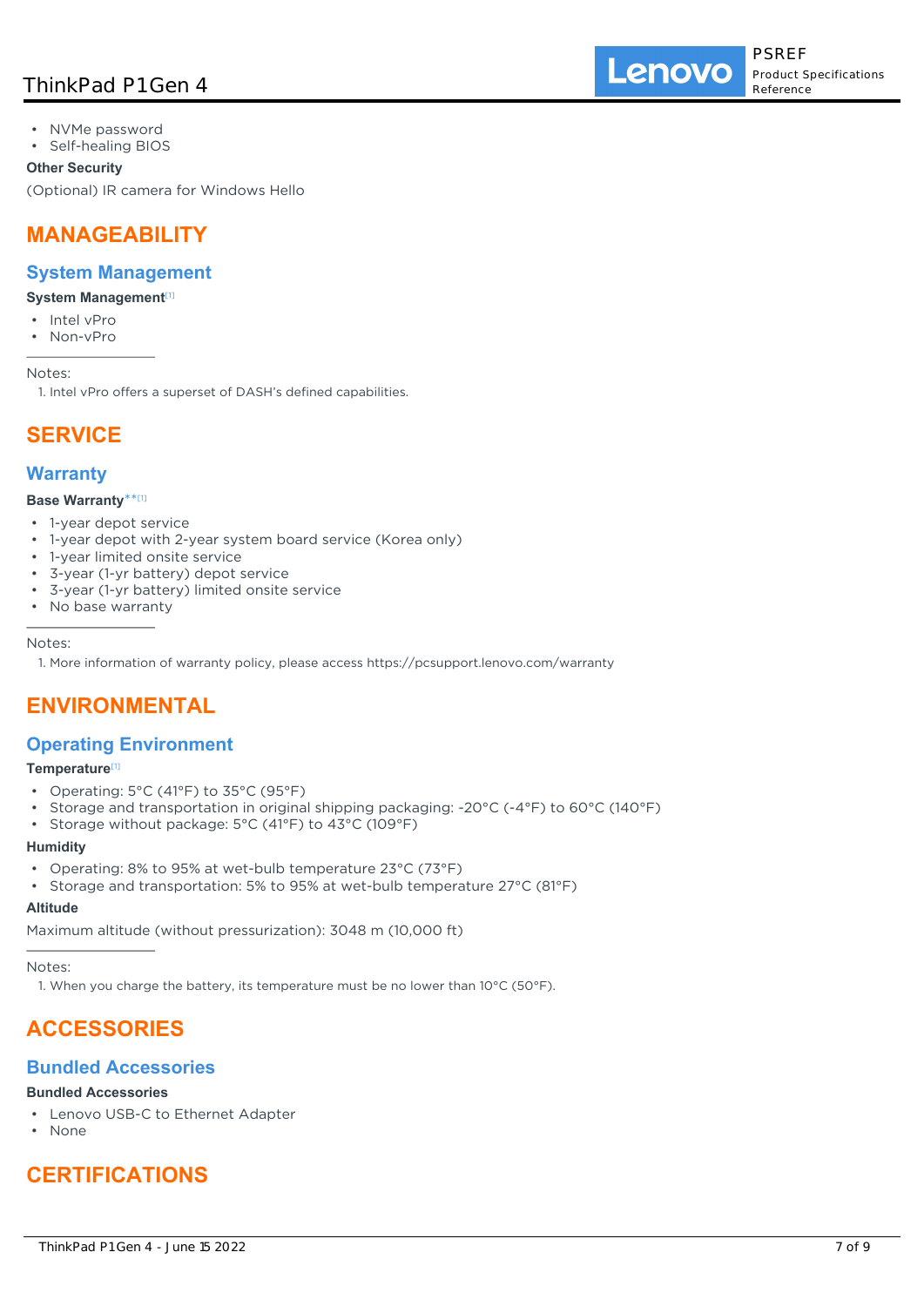- NVMe password
- Self-healing BIOS

**Other Security**

(Optional) IR camera for Windows Hello

# MANAGEABILITY

## System Management

**System Management**[1]

- Intel vPro
- Non-vPro

Notes:

1. Intel vPro offers a superset of DASH's defined capabilities.

# SERVICE

## Warranty

**Base Warranty****[1]

- 1-year depot service
- 1-year depot with 2-year system board service (Korea only)
- 1-year limited onsite service
- 3-year (1-yr battery) depot service
- 3-year (1-yr battery) limited onsite service
- No base warranty

Notes:

1. More information of warranty policy, please access https://pcsupport.lenovo.com/warranty

# ENVIRONMENTAL

## Operating Environment

**Temperature**[1]

- Operating: 5°C (41°F) to 35°C (95°F)
- Storage and transportation in original shipping packaging: -20°C (-4°F) to 60°C (140°F)
- Storage without package: 5°C (41°F) to 43°C (109°F)

**Humidity**

- Operating: 8% to 95% at wet-bulb temperature 23°C (73°F)
- Storage and transportation: 5% to 95% at wet-bulb temperature 27°C (81°F)

**Altitude**

Maximum altitude (without pressurization): 3048 m (10,000 ft)

Notes:

1. When you charge the battery, its temperature must be no lower than 10°C (50°F).

# ACCESSORIES

## Bundled Accessories

**Bundled Accessories**

- Lenovo USB-C to Ethernet Adapter
- None

# CERTIFICATIONS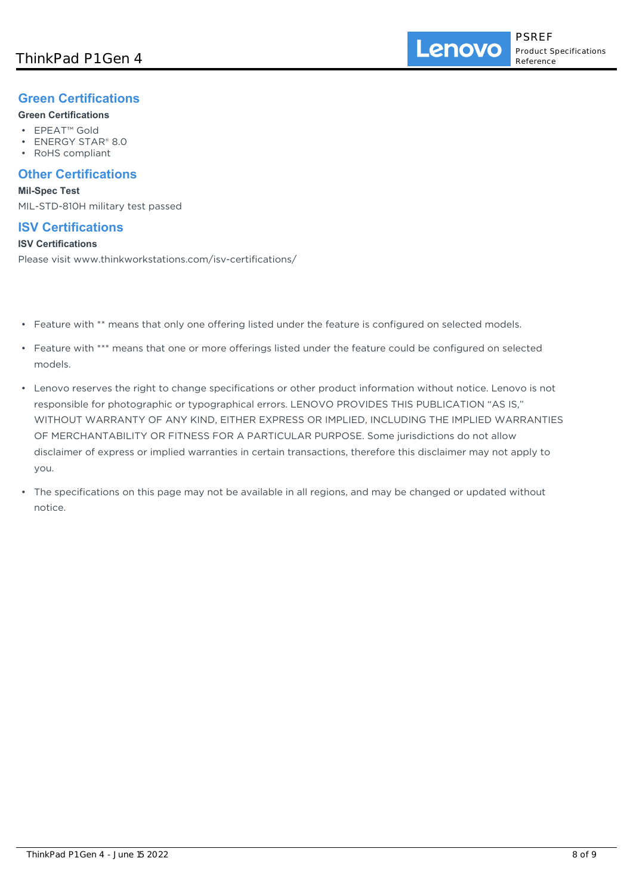## Green Certifications

**Green Certifications**

- EPEAT™ Gold
- ENERGY STAR® 8.0
- RoHS compliant

## Other Certifications

**Mil-Spec Test**

MIL-STD-810H military test passed

## ISV Certifications

**ISV Certifications**

Please visit www.thinkworkstations.com/isv-certifications/

- Feature with ** means that only one offering listed under the feature is configured on selected models.
- Feature with *** means that one or more offerings listed under the feature could be configured on selected models.
- Lenovo reserves the right to change specifications or other product information without notice. Lenovo is not responsible for photographic or typographical errors. LENOVO PROVIDES THIS PUBLICATION "AS IS," WITHOUT WARRANTY OF ANY KIND, EITHER EXPRESS OR IMPLIED, INCLUDING THE IMPLIED WARRANTIES OF MERCHANTABILITY OR FITNESS FOR A PARTICULAR PURPOSE. Some jurisdictions do not allow disclaimer of express or implied warranties in certain transactions, therefore this disclaimer may not apply to you.
- The specifications on this page may not be available in all regions, and may be changed or updated without notice.